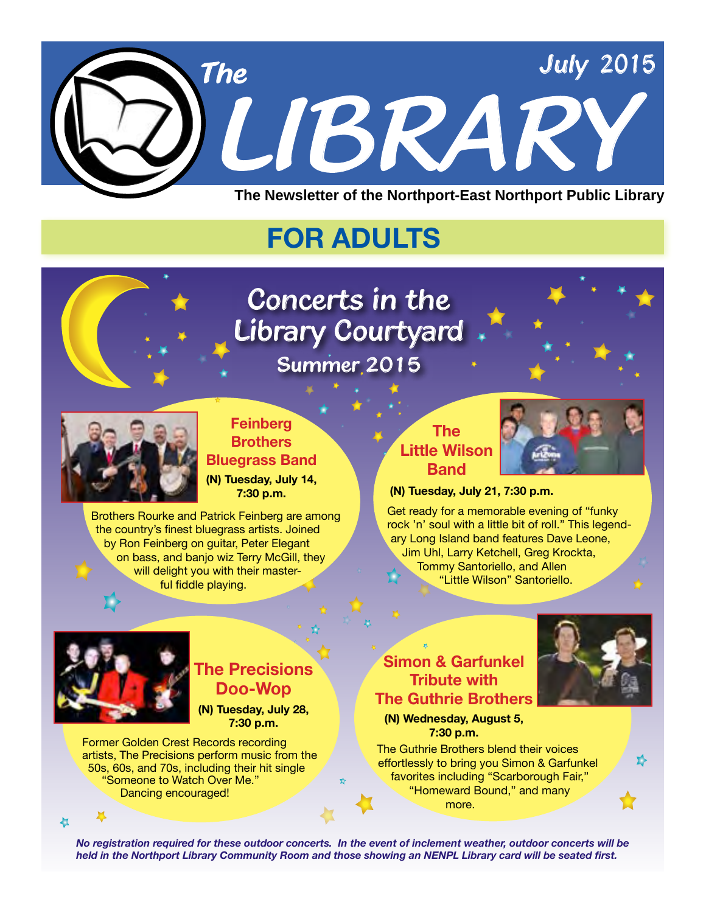# The LIBRARY

July 2015

**The Newsletter of the Northport-East Northport Public Library**

## FOR ADULTS

## Concerts in the Library Courtyard

### Summer 2015

### Feinberg Brothers Bluegrass Band

**(N) Tuesday, July 14, 7:30 p.m.**

Brothers Rourke and Patrick Feinberg are among the country's finest bluegrass artists. Joined by Ron Feinberg on guitar, Peter Elegant on bass, and banjo wiz Terry McGill, they will delight you with their masterful fiddle playing.

### The Little Wilson Band

**(N) Tuesday, July 21, 7:30 p.m.**

Get ready for a memorable evening of "funky rock 'n' soul with a little bit of roll." This legendary Long Island band features Dave Leone, Jim Uhl, Larry Ketchell, Greg Krockta, Tommy Santoriello, and Allen "Little Wilson" Santoriello.

### The Precisions Doo-Wop

**(N) Tuesday, July 28, 7:30 p.m.**

Former Golden Crest Records recording artists, The Precisions perform music from the 50s, 60s, and 70s, including their hit single "Someone to Watch Over Me." Dancing encouraged!

### Simon & Garfunkel Tribute with The Guthrie Brothers

**(N) Wednesday, August 5, 7:30 p.m.**

The Guthrie Brothers blend their voices effortlessly to bring you Simon & Garfunkel favorites including "Scarborough Fair," "Homeward Bound," and many more.

***No registration required for these outdoor concerts. In the event of inclement weather, outdoor concerts will be held in the Northport Library Community Room and those showing an NENPL Library card will be seated first.***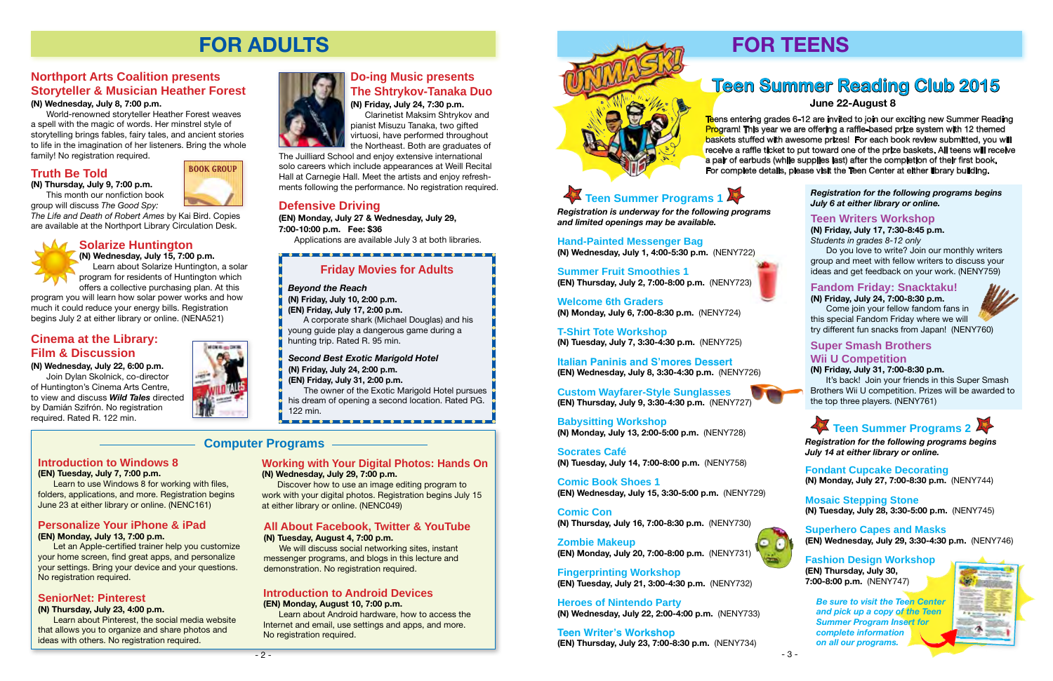# FOR ADULTS

## Northport Arts Coalition presents Storyteller & Musician Heather Forest

**(N) Wednesday, July 8, 7:00 p.m.**

World-renowned storyteller Heather Forest weaves a spell with the magic of words. Her minstrel style of storytelling brings fables, fairy tales, and ancient stories to life in the imagination of her listeners. Bring the whole family! No registration required.

## Truth Be Told

**(N) Thursday, July 9, 7:00 p.m.**

This month our nonfiction book group will discuss *The Good Spy: The Life and Death of Robert Ames* by Kai Bird. Copies are available at the Northport Library Circulation Desk.

## Solarize Huntington

**(N) Wednesday, July 15, 7:00 p.m.**

Learn about Solarize Huntington, a solar program for residents of Huntington which offers a collective purchasing plan. At this program you will learn how solar power works and how much it could reduce your energy bills. Registration begins July 2 at either library or online. (NENA521)

## Cinema at the Library: Film & Discussion

**(N) Wednesday, July 22, 6:00 p.m.**

Join Dylan Skolnick, co-director of Huntington's Cinema Arts Centre, to view and discuss ***Wild Tales*** directed by Damián Szifrón. No registration required. Rated R. 122 min.

## Do-ing Music presents The Shtrykov-Tanaka Duo

**(N) Friday, July 24, 7:30 p.m.**

Clarinetist Maksim Shtrykov and pianist Misuzu Tanaka, two gifted virtuosi, have performed throughout the Northeast. Both are graduates of The Juilliard School and enjoy extensive international solo careers which include appearances at Weill Recital Hall at Carnegie Hall. Meet the artists and enjoy refreshments following the performance. No registration required.

## Defensive Driving

**(EN) Monday, July 27 & Wednesday, July 29, 7:00-10:00 p.m. Fee: $36**

Applications are available July 3 at both libraries.

## Friday Movies for Adults

***Beyond the Reach***
**(N) Friday, July 10, 2:00 p.m.**
**(EN) Friday, July 17, 2:00 p.m.**

A corporate shark (Michael Douglas) and his young guide play a dangerous game during a hunting trip. Rated R. 95 min.

***Second Best Exotic Marigold Hotel***
**(N) Friday, July 24, 2:00 p.m.**
**(EN) Friday, July 31, 2:00 p.m.**

The owner of the Exotic Marigold Hotel pursues his dream of opening a second location. Rated PG. 122 min.

## Computer Programs

### Introduction to Windows 8

**(EN) Tuesday, July 7, 7:00 p.m.**

Learn to use Windows 8 for working with files, folders, applications, and more. Registration begins June 23 at either library or online. (NENC161)

### Personalize Your iPhone & iPad

**(EN) Monday, July 13, 7:00 p.m.**

Let an Apple-certified trainer help you customize your home screen, find great apps, and personalize your settings. Bring your device and your questions. No registration required.

### SeniorNet: Pinterest

**(N) Thursday, July 23, 4:00 p.m.**

Learn about Pinterest, the social media website that allows you to organize and share photos and ideas with others. No registration required.

### Working with Your Digital Photos: Hands On

**(N) Wednesday, July 29, 7:00 p.m.**

Discover how to use an image editing program to work with your digital photos. Registration begins July 15 at either library or online. (NENC049)

### All About Facebook, Twitter & YouTube

**(N) Tuesday, August 4, 7:00 p.m.**

We will discuss social networking sites, instant messenger programs, and blogs in this lecture and demonstration. No registration required.

### Introduction to Android Devices

**(EN) Monday, August 10, 7:00 p.m.**

Learn about Android hardware, how to access the Internet and email, use settings and apps, and more. No registration required.

# FOR TEENS

## Teen Summer Reading Club 2015

**June 22-August 8**

Teens entering grades 6-12 are invited to join our exciting new Summer Reading Program! This year we are offering a raffle-based prize system with 12 themed baskets stuffed with awesome prizes! For each book review submitted, you will receive a raffle ticket to put toward one of the prize baskets. All teens will receive a pair of earbuds (while supplies last) after the completion of their first book. For complete details, please visit the Teen Center at either library building.

## Teen Summer Programs 1

***Registration is underway for the following programs and limited openings may be available.***

**Hand-Painted Messenger Bag**
**(N) Wednesday, July 1, 4:00-5:30 p.m.** (NENY722)

**Summer Fruit Smoothies 1**
**(EN) Thursday, July 2, 7:00-8:00 p.m.** (NENY723)

**Welcome 6th Graders**
**(N) Monday, July 6, 7:00-8:30 p.m.** (NENY724)

**T-Shirt Tote Workshop**
**(N) Tuesday, July 7, 3:30-4:30 p.m.** (NENY725)

**Italian Paninis and S'mores Dessert**
**(EN) Wednesday, July 8, 3:30-4:30 p.m.** (NENY726)

**Custom Wayfarer-Style Sunglasses**
**(EN) Thursday, July 9, 3:30-4:30 p.m.** (NENY727)

**Babysitting Workshop**
**(N) Monday, July 13, 2:00-5:00 p.m.** (NENY728)

**Socrates Café**
**(N) Tuesday, July 14, 7:00-8:00 p.m.** (NENY758)

**Comic Book Shoes 1**
**(EN) Wednesday, July 15, 3:30-5:00 p.m.** (NENY729)

**Comic Con**
**(N) Thursday, July 16, 7:00-8:30 p.m.** (NENY730)

**Zombie Makeup**
**(EN) Monday, July 20, 7:00-8:00 p.m.** (NENY731)

**Fingerprinting Workshop**
**(EN) Tuesday, July 21, 3:00-4:30 p.m.** (NENY732)

**Heroes of Nintendo Party**
**(N) Wednesday, July 22, 2:00-4:00 p.m.** (NENY733)

**Teen Writer's Workshop**
**(EN) Thursday, July 23, 7:00-8:30 p.m.** (NENY734)

***Registration for the following programs begins July 6 at either library or online.***

### Teen Writers Workshop

**(N) Friday, July 17, 7:30-8:45 p.m.**
*Students in grades 8-12 only*

Do you love to write? Join our monthly writers group and meet with fellow writers to discuss your ideas and get feedback on your work. (NENY759)

### Fandom Friday: Snacktaku!

**(N) Friday, July 24, 7:00-8:30 p.m.**

Come join your fellow fandom fans in this special Fandom Friday where we will try different fun snacks from Japan! (NENY760)

### Super Smash Brothers Wii U Competition

**(N) Friday, July 31, 7:00-8:30 p.m.**

It's back! Join your friends in this Super Smash Brothers Wii U competition. Prizes will be awarded to the top three players. (NENY761)

## Teen Summer Programs 2

***Registration for the following programs begins July 14 at either library or online.***

**Fondant Cupcake Decorating**
**(N) Monday, July 27, 7:00-8:30 p.m.** (NENY744)

**Mosaic Stepping Stone**
**(N) Tuesday, July 28, 3:30-5:00 p.m.** (NENY745)

**Superhero Capes and Masks**
**(EN) Wednesday, July 29, 3:30-4:30 p.m.** (NENY746)

**Fashion Design Workshop**
**(EN) Thursday, July 30, 7:00-8:00 p.m.** (NENY747)

***Be sure to visit the Teen Center and pick up a copy of the Teen Summer Program Insert for complete information on all our programs.***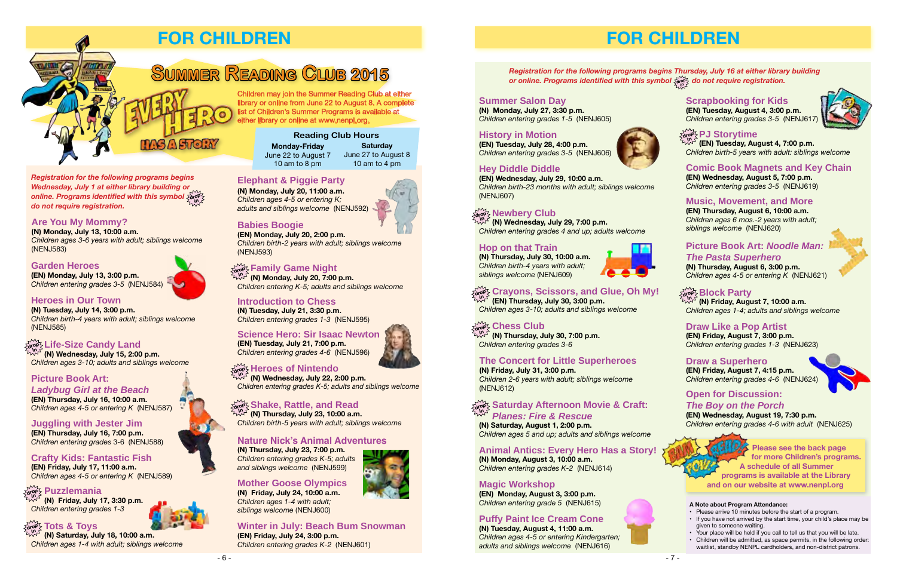# FOR CHILDREN

## Summer Reading Club 2015

**Every Hero Has a Story**

Children may join the Summer Reading Club at either library or online from June 22 to August 8. A complete list of Children's Summer Programs is available at either library or online at www.nenpl.org.

| Reading Club Hours | |
|---|---|
| **Monday-Friday** | **Saturday** |
| June 22 to August 7 | June 27 to August 8 |
| 10 am to 8 pm | 10 am to 4 pm |

***Registration for the following programs begins Wednesday, July 1 at either library building or online. Programs identified with this symbol (drop in) do not require registration.***

### Are You My Mommy?
**(N) Monday, July 13, 10:00 a.m.**
*Children ages 3-6 years with adult; siblings welcome*
(NENJ583)

### Garden Heroes
**(EN) Monday, July 13, 3:00 p.m.**
*Children entering grades 3-5* (NENJ584)

### Heroes in Our Town
**(N) Tuesday, July 14, 3:00 p.m.**
*Children birth-4 years with adult; siblings welcome*
(NENJ585)

### (drop in) Life-Size Candy Land
**(N) Wednesday, July 15, 2:00 p.m.**
*Children ages 3-10; adults and siblings welcome*

### Picture Book Art: *Ladybug Girl at the Beach*
**(EN) Thursday, July 16, 10:00 a.m.**
*Children ages 4-5 or entering K* (NENJ587)

### Juggling with Jester Jim
**(EN) Thursday, July 16, 7:00 p.m.**
*Children entering grades 3-6* (NENJ588)

### Crafty Kids: Fantastic Fish
**(EN) Friday, July 17, 11:00 a.m.**
*Children ages 4-5 or entering K* (NENJ589)

### (drop in) Puzzlemania
**(N) Friday, July 17, 3:30 p.m.**
*Children entering grades 1-3*

### (drop in) Tots & Toys
**(N) Saturday, July 18, 10:00 a.m.**
*Children ages 1-4 with adult; siblings welcome*

### Elephant & Piggie Party
**(N) Monday, July 20, 11:00 a.m.**
*Children ages 4-5 or entering K; adults and siblings welcome* (NENJ592)

### Babies Boogie
**(EN) Monday, July 20, 2:00 p.m.**
*Children birth-2 years with adult; siblings welcome*
(NENJ593)

### (drop in) Family Game Night
**(N) Monday, July 20, 7:00 p.m.**
*Children entering K-5; adults and siblings welcome*

### Introduction to Chess
**(N) Tuesday, July 21, 3:30 p.m.**
*Children entering grades 1-3* (NENJ595)

### Science Hero: Sir Isaac Newton
**(EN) Tuesday, July 21, 7:00 p.m.**
*Children entering grades 4-6* (NENJ596)

### (drop in) Heroes of Nintendo
**(N) Wednesday, July 22, 2:00 p.m.**
*Children entering grades K-5; adults and siblings welcome*

### (drop in) Shake, Rattle, and Read
**(N) Thursday, July 23, 10:00 a.m.**
*Children birth-5 years with adult; siblings welcome*

### Nature Nick's Animal Adventures
**(N) Thursday, July 23, 7:00 p.m.**
*Children entering grades K-5; adults and siblings welcome* (NENJ599)

### Mother Goose Olympics
**(N) Friday, July 24, 10:00 a.m.**
*Children ages 1-4 with adult; siblings welcome* (NENJ600)

### Winter in July: Beach Bum Snowman
**(EN) Friday, July 24, 3:00 p.m.**
*Children entering grades K-2* (NENJ601)

# FOR CHILDREN

***Registration for the following programs begins Thursday, July 16 at either library building or online. Programs identified with this symbol (drop in) do not require registration.***

### Summer Salon Day
**(N) Monday, July 27, 3:30 p.m.**
*Children entering grades 1-5* (NENJ605)

### History in Motion
**(EN) Tuesday, July 28, 4:00 p.m.**
*Children entering grades 3-5* (NENJ606)

### Hey Diddle Diddle
**(EN) Wednesday, July 29, 10:00 a.m.**
*Children birth-23 months with adult; siblings welcome*
(NENJ607)

### (drop in) Newbery Club
**(N) Wednesday, July 29, 7:00 p.m.**
*Children entering grades 4 and up; adults welcome*

### Hop on that Train
**(N) Thursday, July 30, 10:00 a.m.**
*Children birth-4 years with adult; siblings welcome* (NENJ609)

### (drop in) Crayons, Scissors, and Glue, Oh My!
**(EN) Thursday, July 30, 3:00 p.m.**
*Children ages 3-10; adults and siblings welcome*

### (drop in) Chess Club
**(N) Thursday, July 30, 7:00 p.m.**
*Children entering grades 3-6*

### The Concert for Little Superheroes
**(N) Friday, July 31, 3:00 p.m.**
*Children 2-6 years with adult; siblings welcome*
(NENJ612)

### (drop in) Saturday Afternoon Movie & Craft: *Planes: Fire & Rescue*
**(N) Saturday, August 1, 2:00 p.m.**
*Children ages 5 and up; adults and siblings welcome*

### Animal Antics: Every Hero Has a Story!
**(N) Monday, August 3, 10:00 a.m.**
*Children entering grades K-2* (NENJ614)

### Magic Workshop
**(EN) Monday, August 3, 3:00 p.m.**
*Children entering grade 5* (NENJ615)

### Puffy Paint Ice Cream Cone
**(N) Tuesday, August 4, 11:00 a.m.**
*Children ages 4-5 or entering Kindergarten; adults and siblings welcome* (NENJ616)

### Scrapbooking for Kids
**(EN) Tuesday, August 4, 3:00 p.m.**
*Children entering grades 3-5* (NENJ617)

### (drop in) PJ Storytime
**(EN) Tuesday, August 4, 7:00 p.m.**
*Children birth-5 years with adult; siblings welcome*

### Comic Book Magnets and Key Chain
**(EN) Wednesday, August 5, 7:00 p.m.**
*Children entering grades 3-5* (NENJ619)

### Music, Movement, and More
**(EN) Thursday, August 6, 10:00 a.m.**
*Children ages 6 mos.-2 years with adult; siblings welcome* (NENJ620)

### Picture Book Art: *Noodle Man: The Pasta Superhero*
**(N) Thursday, August 6, 3:00 p.m.**
*Children ages 4-5 or entering K* (NENJ621)

### (drop in) Block Party
**(N) Friday, August 7, 10:00 a.m.**
*Children ages 1-4; adults and siblings welcome*

### Draw Like a Pop Artist
**(EN) Friday, August 7, 3:00 p.m.**
*Children entering grades 1-3* (NENJ623)

### Draw a Superhero
**(EN) Friday, August 7, 4:15 p.m.**
*Children entering grades 4-6* (NENJ624)

### Open for Discussion: *The Boy on the Porch*
**(EN) Wednesday, August 19, 7:30 p.m.**
*Children entering grades 4-6 with adult* (NENJ625)

**Please see the back page for more Children's programs. A schedule of all Summer programs is available at the Library and on our website at www.nenpl.org**

**A Note about Program Attendance:**
- Please arrive 10 minutes before the start of a program.
- If you have not arrived by the start time, your child's place may be given to someone waiting.
- Your place will be held if you call to tell us that you will be late.
- Children will be admitted, as space permits, in the following order: waitlist, standby NENPL cardholders, and non-district patrons.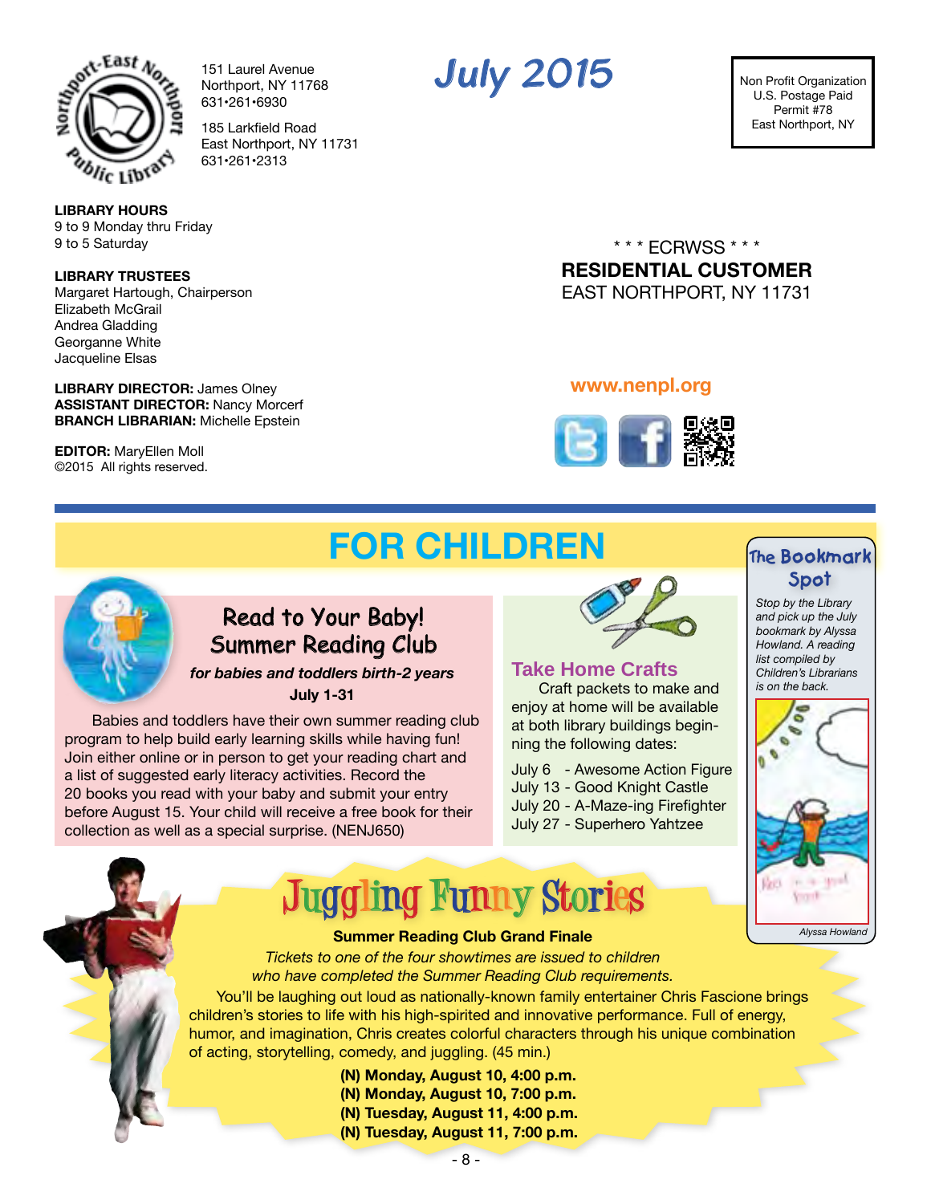151 Laurel Avenue
Northport, NY 11768
631•261•6930

185 Larkfield Road
East Northport, NY 11731
631•261•2313

# July 2015

Non Profit Organization
U.S. Postage Paid
Permit #78
East Northport, NY

**LIBRARY HOURS**
9 to 9 Monday thru Friday
9 to 5 Saturday

**LIBRARY TRUSTEES**
Margaret Hartough, Chairperson
Elizabeth McGrail
Andrea Gladding
Georganne White
Jacqueline Elsas

**LIBRARY DIRECTOR:** James Olney
**ASSISTANT DIRECTOR:** Nancy Morcerf
**BRANCH LIBRARIAN:** Michelle Epstein

**EDITOR:** MaryEllen Moll
©2015 All rights reserved.

\* \* \* ECRWSS \* \* \*
**RESIDENTIAL CUSTOMER**
EAST NORTHPORT, NY 11731

**www.nenpl.org**

# FOR CHILDREN

## Read to Your Baby! Summer Reading Club

***for babies and toddlers birth-2 years***
**July 1-31**

Babies and toddlers have their own summer reading club program to help build early learning skills while having fun! Join either online or in person to get your reading chart and a list of suggested early literacy activities. Record the 20 books you read with your baby and submit your entry before August 15. Your child will receive a free book for their collection as well as a special surprise. (NENJ650)

## Take Home Crafts

Craft packets to make and enjoy at home will be available at both library buildings beginning the following dates:

July 6 - Awesome Action Figure
July 13 - Good Knight Castle
July 20 - A-Maze-ing Firefighter
July 27 - Superhero Yahtzee

## The Bookmark Spot

*Stop by the Library and pick up the July bookmark by Alyssa Howland. A reading list compiled by Children's Librarians is on the back.*

*Alyssa Howland*

## Juggling Funny Stories

**Summer Reading Club Grand Finale**

*Tickets to one of the four showtimes are issued to children who have completed the Summer Reading Club requirements.*

You'll be laughing out loud as nationally-known family entertainer Chris Fascione brings children's stories to life with his high-spirited and innovative performance. Full of energy, humor, and imagination, Chris creates colorful characters through his unique combination of acting, storytelling, comedy, and juggling. (45 min.)

**(N) Monday, August 10, 4:00 p.m.**
**(N) Monday, August 10, 7:00 p.m.**
**(N) Tuesday, August 11, 4:00 p.m.**
**(N) Tuesday, August 11, 7:00 p.m.**